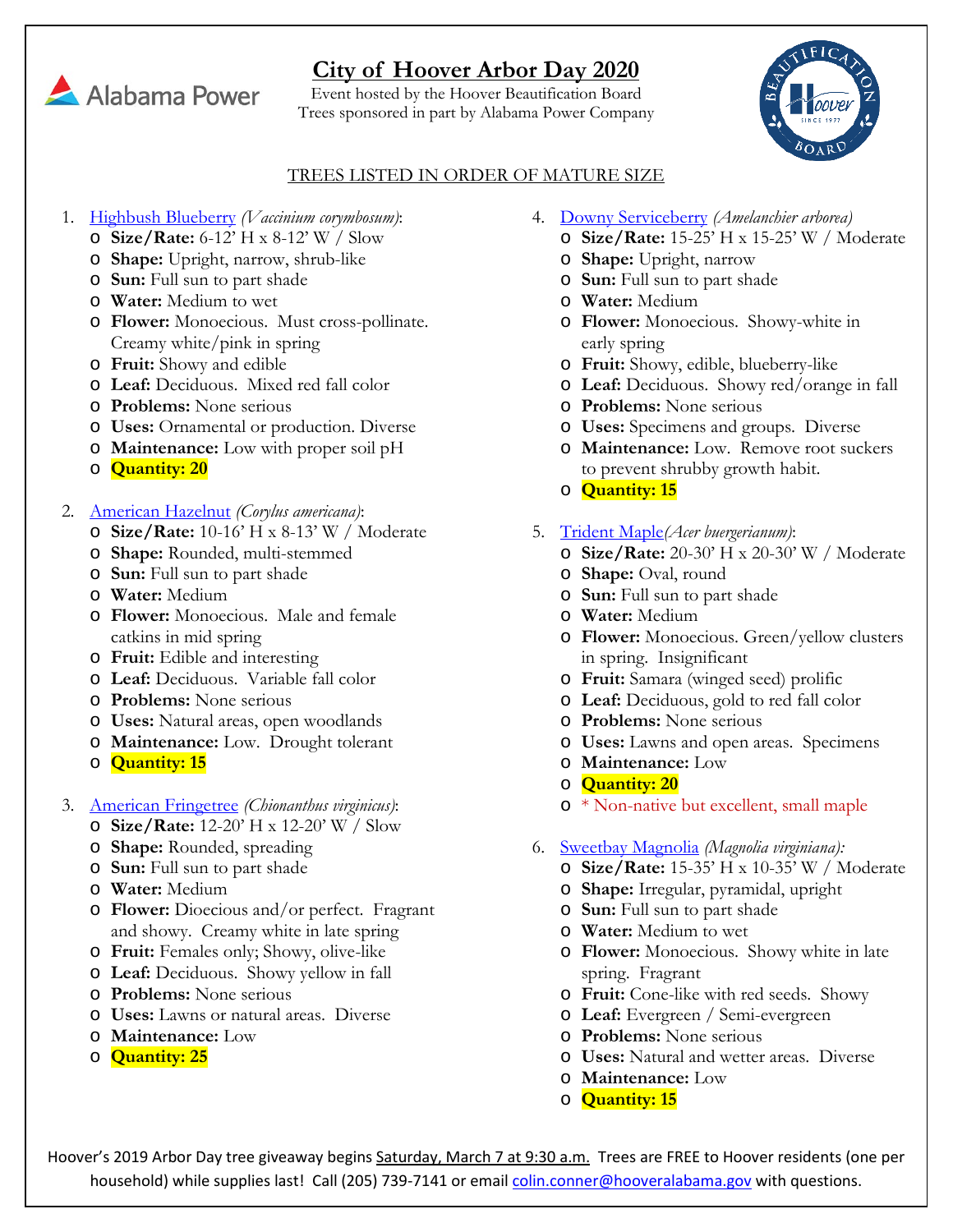# City of Hoover Arbor Day 2020

Event hosted by the Hoover Beautification Board
Trees sponsored in part by Alabama Power Company

## TREES LISTED IN ORDER OF MATURE SIZE

1. Highbush Blueberry *(Vaccinium corymbosum)*:
   - **Size/Rate:** 6-12' H x 8-12' W / Slow
   - **Shape:** Upright, narrow, shrub-like
   - **Sun:** Full sun to part shade
   - **Water:** Medium to wet
   - **Flower:** Monoecious. Must cross-pollinate. Creamy white/pink in spring
   - **Fruit:** Showy and edible
   - **Leaf:** Deciduous. Mixed red fall color
   - **Problems:** None serious
   - **Uses:** Ornamental or production. Diverse
   - **Maintenance:** Low with proper soil pH
   - **Quantity: 20**

2. American Hazelnut *(Corylus americana)*:
   - **Size/Rate:** 10-16' H x 8-13' W / Moderate
   - **Shape:** Rounded, multi-stemmed
   - **Sun:** Full sun to part shade
   - **Water:** Medium
   - **Flower:** Monoecious. Male and female catkins in mid spring
   - **Fruit:** Edible and interesting
   - **Leaf:** Deciduous. Variable fall color
   - **Problems:** None serious
   - **Uses:** Natural areas, open woodlands
   - **Maintenance:** Low. Drought tolerant
   - **Quantity: 15**

3. American Fringetree *(Chionanthus virginicus)*:
   - **Size/Rate:** 12-20' H x 12-20' W / Slow
   - **Shape:** Rounded, spreading
   - **Sun:** Full sun to part shade
   - **Water:** Medium
   - **Flower:** Dioecious and/or perfect. Fragrant and showy. Creamy white in late spring
   - **Fruit:** Females only; Showy, olive-like
   - **Leaf:** Deciduous. Showy yellow in fall
   - **Problems:** None serious
   - **Uses:** Lawns or natural areas. Diverse
   - **Maintenance:** Low
   - **Quantity: 25**

4. Downy Serviceberry *(Amelanchier arborea)*
   - **Size/Rate:** 15-25' H x 15-25' W / Moderate
   - **Shape:** Upright, narrow
   - **Sun:** Full sun to part shade
   - **Water:** Medium
   - **Flower:** Monoecious. Showy-white in early spring
   - **Fruit:** Showy, edible, blueberry-like
   - **Leaf:** Deciduous. Showy red/orange in fall
   - **Problems:** None serious
   - **Uses:** Specimens and groups. Diverse
   - **Maintenance:** Low. Remove root suckers to prevent shrubby growth habit.
   - **Quantity: 15**

5. Trident Maple*(Acer buergerianum)*:
   - **Size/Rate:** 20-30' H x 20-30' W / Moderate
   - **Shape:** Oval, round
   - **Sun:** Full sun to part shade
   - **Water:** Medium
   - **Flower:** Monoecious. Green/yellow clusters in spring. Insignificant
   - **Fruit:** Samara (winged seed) prolific
   - **Leaf:** Deciduous, gold to red fall color
   - **Problems:** None serious
   - **Uses:** Lawns and open areas. Specimens
   - **Maintenance:** Low
   - **Quantity: 20**
   - * Non-native but excellent, small maple

6. Sweetbay Magnolia *(Magnolia virginiana):*
   - **Size/Rate:** 15-35' H x 10-35' W / Moderate
   - **Shape:** Irregular, pyramidal, upright
   - **Sun:** Full sun to part shade
   - **Water:** Medium to wet
   - **Flower:** Monoecious. Showy white in late spring. Fragrant
   - **Fruit:** Cone-like with red seeds. Showy
   - **Leaf:** Evergreen / Semi-evergreen
   - **Problems:** None serious
   - **Uses:** Natural and wetter areas. Diverse
   - **Maintenance:** Low
   - **Quantity: 15**

Hoover's 2019 Arbor Day tree giveaway begins Saturday, March 7 at 9:30 a.m. Trees are FREE to Hoover residents (one per household) while supplies last! Call (205) 739-7141 or email colin.conner@hooveralabama.gov with questions.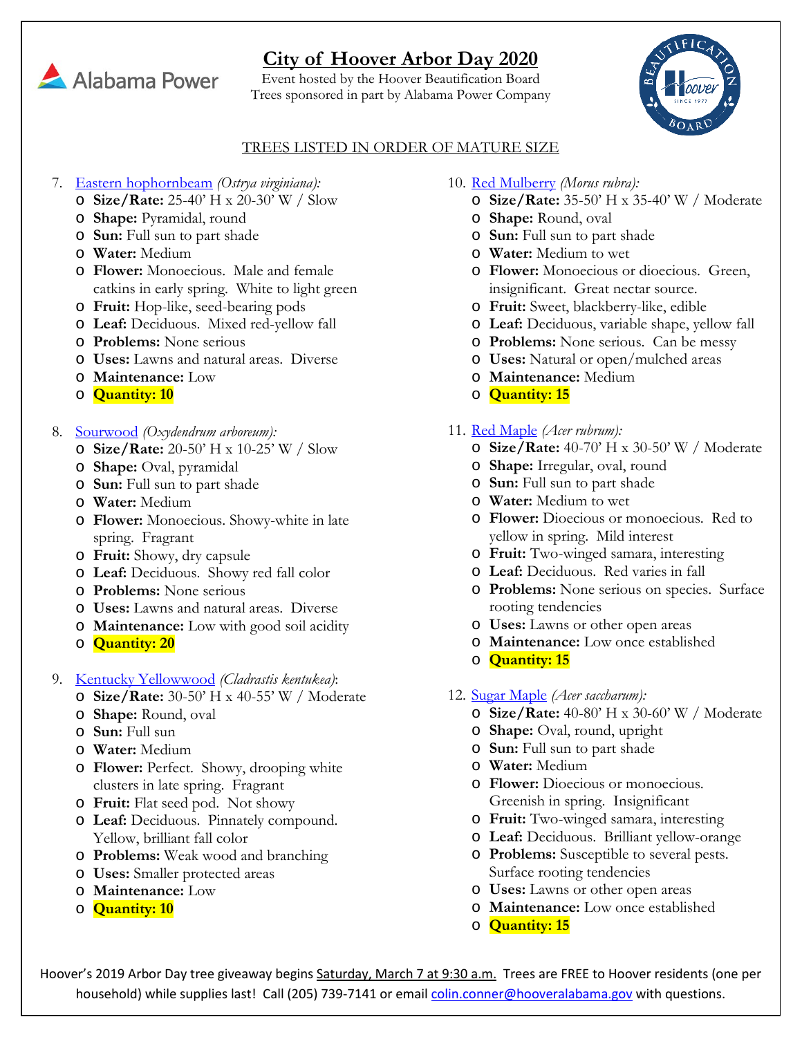# City of Hoover Arbor Day 2020

Event hosted by the Hoover Beautification Board
Trees sponsored in part by Alabama Power Company

TREES LISTED IN ORDER OF MATURE SIZE

7. Eastern hophornbeam *(Ostrya virginiana):*
   - **Size/Rate:** 25-40' H x 20-30' W / Slow
   - **Shape:** Pyramidal, round
   - **Sun:** Full sun to part shade
   - **Water:** Medium
   - **Flower:** Monoecious. Male and female catkins in early spring. White to light green
   - **Fruit:** Hop-like, seed-bearing pods
   - **Leaf:** Deciduous. Mixed red-yellow fall
   - **Problems:** None serious
   - **Uses:** Lawns and natural areas. Diverse
   - **Maintenance:** Low
   - **Quantity: 10**

8. Sourwood *(Oxydendrum arboreum):*
   - **Size/Rate:** 20-50' H x 10-25' W / Slow
   - **Shape:** Oval, pyramidal
   - **Sun:** Full sun to part shade
   - **Water:** Medium
   - **Flower:** Monoecious. Showy-white in late spring. Fragrant
   - **Fruit:** Showy, dry capsule
   - **Leaf:** Deciduous. Showy red fall color
   - **Problems:** None serious
   - **Uses:** Lawns and natural areas. Diverse
   - **Maintenance:** Low with good soil acidity
   - **Quantity: 20**

9. Kentucky Yellowwood *(Cladrastis kentukea)*:
   - **Size/Rate:** 30-50' H x 40-55' W / Moderate
   - **Shape:** Round, oval
   - **Sun:** Full sun
   - **Water:** Medium
   - **Flower:** Perfect. Showy, drooping white clusters in late spring. Fragrant
   - **Fruit:** Flat seed pod. Not showy
   - **Leaf:** Deciduous. Pinnately compound. Yellow, brilliant fall color
   - **Problems:** Weak wood and branching
   - **Uses:** Smaller protected areas
   - **Maintenance:** Low
   - **Quantity: 10**

10. Red Mulberry *(Morus rubra):*
    - **Size/Rate:** 35-50' H x 35-40' W / Moderate
    - **Shape:** Round, oval
    - **Sun:** Full sun to part shade
    - **Water:** Medium to wet
    - **Flower:** Monoecious or dioecious. Green, insignificant. Great nectar source.
    - **Fruit:** Sweet, blackberry-like, edible
    - **Leaf:** Deciduous, variable shape, yellow fall
    - **Problems:** None serious. Can be messy
    - **Uses:** Natural or open/mulched areas
    - **Maintenance:** Medium
    - **Quantity: 15**

11. Red Maple *(Acer rubrum):*
    - **Size/Rate:** 40-70' H x 30-50' W / Moderate
    - **Shape:** Irregular, oval, round
    - **Sun:** Full sun to part shade
    - **Water:** Medium to wet
    - **Flower:** Dioecious or monoecious. Red to yellow in spring. Mild interest
    - **Fruit:** Two-winged samara, interesting
    - **Leaf:** Deciduous. Red varies in fall
    - **Problems:** None serious on species. Surface rooting tendencies
    - **Uses:** Lawns or other open areas
    - **Maintenance:** Low once established
    - **Quantity: 15**

12. Sugar Maple *(Acer saccharum):*
    - **Size/Rate:** 40-80' H x 30-60' W / Moderate
    - **Shape:** Oval, round, upright
    - **Sun:** Full sun to part shade
    - **Water:** Medium
    - **Flower:** Dioecious or monoecious. Greenish in spring. Insignificant
    - **Fruit:** Two-winged samara, interesting
    - **Leaf:** Deciduous. Brilliant yellow-orange
    - **Problems:** Susceptible to several pests. Surface rooting tendencies
    - **Uses:** Lawns or other open areas
    - **Maintenance:** Low once established
    - **Quantity: 15**

Hoover's 2019 Arbor Day tree giveaway begins Saturday, March 7 at 9:30 a.m. Trees are FREE to Hoover residents (one per household) while supplies last! Call (205) 739-7141 or email colin.conner@hooveralabama.gov with questions.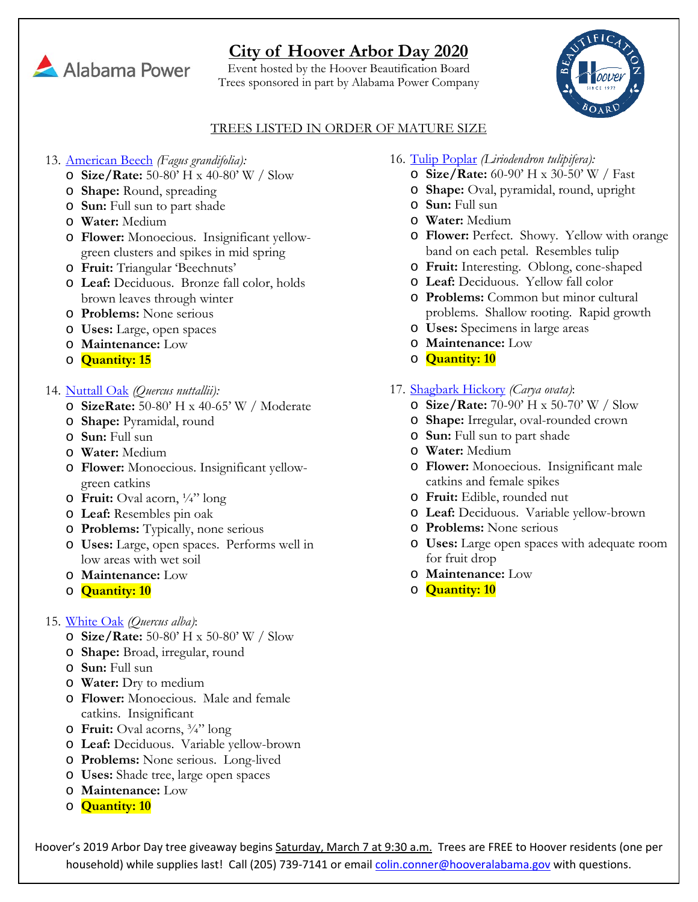# City of Hoover Arbor Day 2020

Event hosted by the Hoover Beautification Board
Trees sponsored in part by Alabama Power Company

TREES LISTED IN ORDER OF MATURE SIZE

13. American Beech *(Fagus grandifolia):*
    - **Size/Rate:** 50-80' H x 40-80' W / Slow
    - **Shape:** Round, spreading
    - **Sun:** Full sun to part shade
    - **Water:** Medium
    - **Flower:** Monoecious. Insignificant yellow-green clusters and spikes in mid spring
    - **Fruit:** Triangular 'Beechnuts'
    - **Leaf:** Deciduous. Bronze fall color, holds brown leaves through winter
    - **Problems:** None serious
    - **Uses:** Large, open spaces
    - **Maintenance:** Low
    - **Quantity: 15**

14. Nuttall Oak *(Quercus nuttallii):*
    - **SizeRate:** 50-80' H x 40-65' W / Moderate
    - **Shape:** Pyramidal, round
    - **Sun:** Full sun
    - **Water:** Medium
    - **Flower:** Monoecious. Insignificant yellow-green catkins
    - **Fruit:** Oval acorn, ¼" long
    - **Leaf:** Resembles pin oak
    - **Problems:** Typically, none serious
    - **Uses:** Large, open spaces. Performs well in low areas with wet soil
    - **Maintenance:** Low
    - **Quantity: 10**

15. White Oak *(Quercus alba)*:
    - **Size/Rate:** 50-80' H x 50-80' W / Slow
    - **Shape:** Broad, irregular, round
    - **Sun:** Full sun
    - **Water:** Dry to medium
    - **Flower:** Monoecious. Male and female catkins. Insignificant
    - **Fruit:** Oval acorns, ¾" long
    - **Leaf:** Deciduous. Variable yellow-brown
    - **Problems:** None serious. Long-lived
    - **Uses:** Shade tree, large open spaces
    - **Maintenance:** Low
    - **Quantity: 10**

16. Tulip Poplar *(Liriodendron tulipifera):*
    - **Size/Rate:** 60-90' H x 30-50' W / Fast
    - **Shape:** Oval, pyramidal, round, upright
    - **Sun:** Full sun
    - **Water:** Medium
    - **Flower:** Perfect. Showy. Yellow with orange band on each petal. Resembles tulip
    - **Fruit:** Interesting. Oblong, cone-shaped
    - **Leaf:** Deciduous. Yellow fall color
    - **Problems:** Common but minor cultural problems. Shallow rooting. Rapid growth
    - **Uses:** Specimens in large areas
    - **Maintenance:** Low
    - **Quantity: 10**

17. Shagbark Hickory *(Carya ovata)*:
    - **Size/Rate:** 70-90' H x 50-70' W / Slow
    - **Shape:** Irregular, oval-rounded crown
    - **Sun:** Full sun to part shade
    - **Water:** Medium
    - **Flower:** Monoecious. Insignificant male catkins and female spikes
    - **Fruit:** Edible, rounded nut
    - **Leaf:** Deciduous. Variable yellow-brown
    - **Problems:** None serious
    - **Uses:** Large open spaces with adequate room for fruit drop
    - **Maintenance:** Low
    - **Quantity: 10**

Hoover's 2019 Arbor Day tree giveaway begins Saturday, March 7 at 9:30 a.m. Trees are FREE to Hoover residents (one per household) while supplies last! Call (205) 739-7141 or email colin.conner@hooveralabama.gov with questions.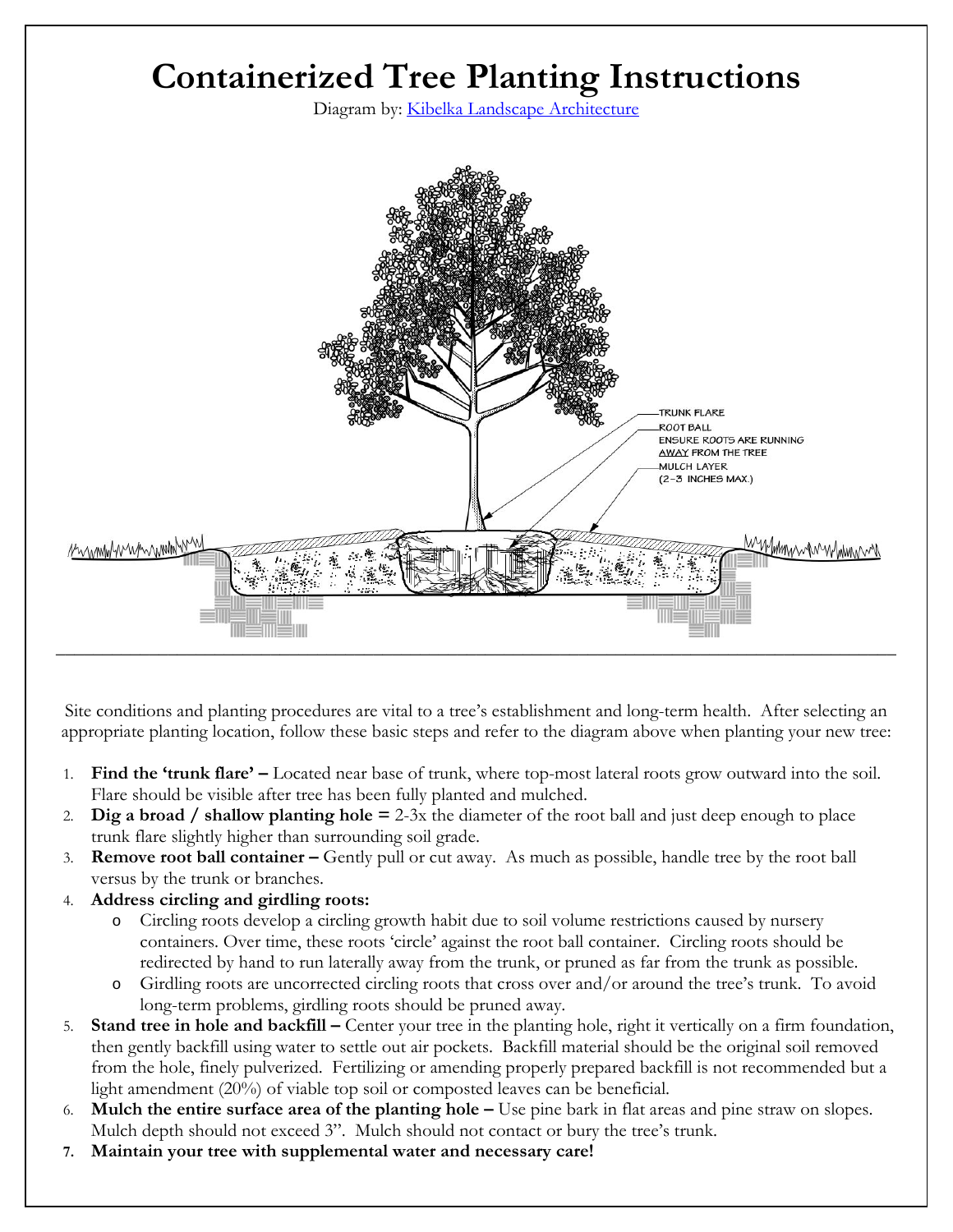# Containerized Tree Planting Instructions

Diagram by: [Kibelka Landscape Architecture]

TRUNK FLARE
ROOT BALL
ENSURE ROOTS ARE RUNNING AWAY FROM THE TREE
MULCH LAYER
(2-3 INCHES MAX.)

---

Site conditions and planting procedures are vital to a tree's establishment and long-term health. After selecting an appropriate planting location, follow these basic steps and refer to the diagram above when planting your new tree:

1. **Find the 'trunk flare' –** Located near base of trunk, where top-most lateral roots grow outward into the soil. Flare should be visible after tree has been fully planted and mulched.
2. **Dig a broad / shallow planting hole =** 2-3x the diameter of the root ball and just deep enough to place trunk flare slightly higher than surrounding soil grade.
3. **Remove root ball container –** Gently pull or cut away. As much as possible, handle tree by the root ball versus by the trunk or branches.
4. **Address circling and girdling roots:**
   - Circling roots develop a circling growth habit due to soil volume restrictions caused by nursery containers. Over time, these roots 'circle' against the root ball container. Circling roots should be redirected by hand to run laterally away from the trunk, or pruned as far from the trunk as possible.
   - Girdling roots are uncorrected circling roots that cross over and/or around the tree's trunk. To avoid long-term problems, girdling roots should be pruned away.
5. **Stand tree in hole and backfill –** Center your tree in the planting hole, right it vertically on a firm foundation, then gently backfill using water to settle out air pockets. Backfill material should be the original soil removed from the hole, finely pulverized. Fertilizing or amending properly prepared backfill is not recommended but a light amendment (20%) of viable top soil or composted leaves can be beneficial.
6. **Mulch the entire surface area of the planting hole –** Use pine bark in flat areas and pine straw on slopes. Mulch depth should not exceed 3". Mulch should not contact or bury the tree's trunk.
7. **Maintain your tree with supplemental water and necessary care!**